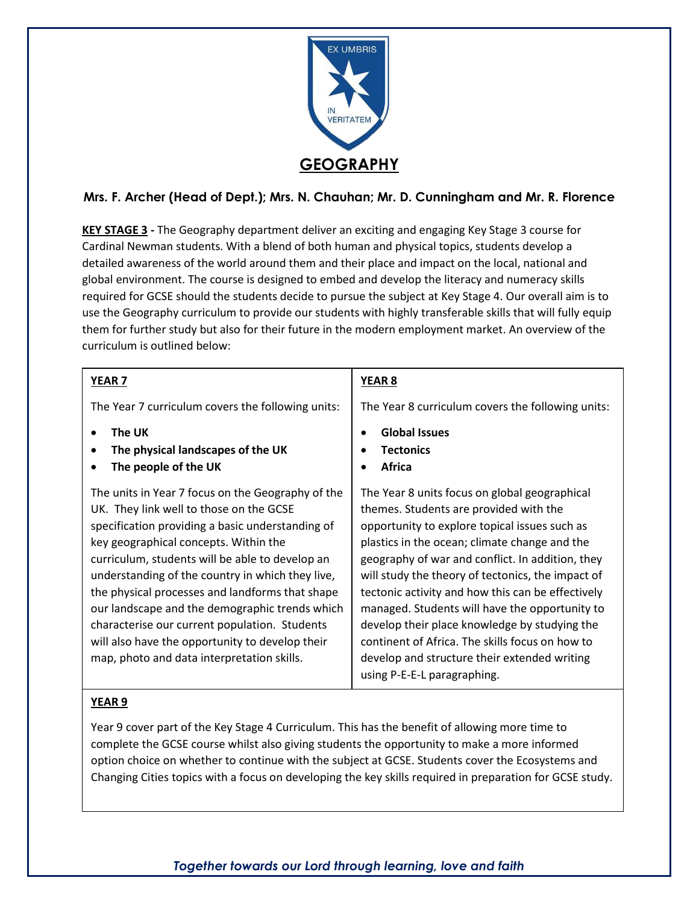# GEOGRAPHY

**Mrs. F. Archer (Head of Dept.); Mrs. N. Chauhan; Mr. D. Cunningham and Mr. R. Florence**

**KEY STAGE 3 -** The Geography department deliver an exciting and engaging Key Stage 3 course for Cardinal Newman students. With a blend of both human and physical topics, students develop a detailed awareness of the world around them and their place and impact on the local, national and global environment. The course is designed to embed and develop the literacy and numeracy skills required for GCSE should the students decide to pursue the subject at Key Stage 4. Our overall aim is to use the Geography curriculum to provide our students with highly transferable skills that will fully equip them for further study but also for their future in the modern employment market. An overview of the curriculum is outlined below:

## YEAR 7

The Year 7 curriculum covers the following units:

- **The UK**
- **The physical landscapes of the UK**
- **The people of the UK**

The units in Year 7 focus on the Geography of the UK. They link well to those on the GCSE specification providing a basic understanding of key geographical concepts. Within the curriculum, students will be able to develop an understanding of the country in which they live, the physical processes and landforms that shape our landscape and the demographic trends which characterise our current population. Students will also have the opportunity to develop their map, photo and data interpretation skills.

## YEAR 8

The Year 8 curriculum covers the following units:

- **Global Issues**
- **Tectonics**
- **Africa**

The Year 8 units focus on global geographical themes. Students are provided with the opportunity to explore topical issues such as plastics in the ocean; climate change and the geography of war and conflict. In addition, they will study the theory of tectonics, the impact of tectonic activity and how this can be effectively managed. Students will have the opportunity to develop their place knowledge by studying the continent of Africa. The skills focus on how to develop and structure their extended writing using P-E-E-L paragraphing.

## YEAR 9

Year 9 cover part of the Key Stage 4 Curriculum. This has the benefit of allowing more time to complete the GCSE course whilst also giving students the opportunity to make a more informed option choice on whether to continue with the subject at GCSE. Students cover the Ecosystems and Changing Cities topics with a focus on developing the key skills required in preparation for GCSE study.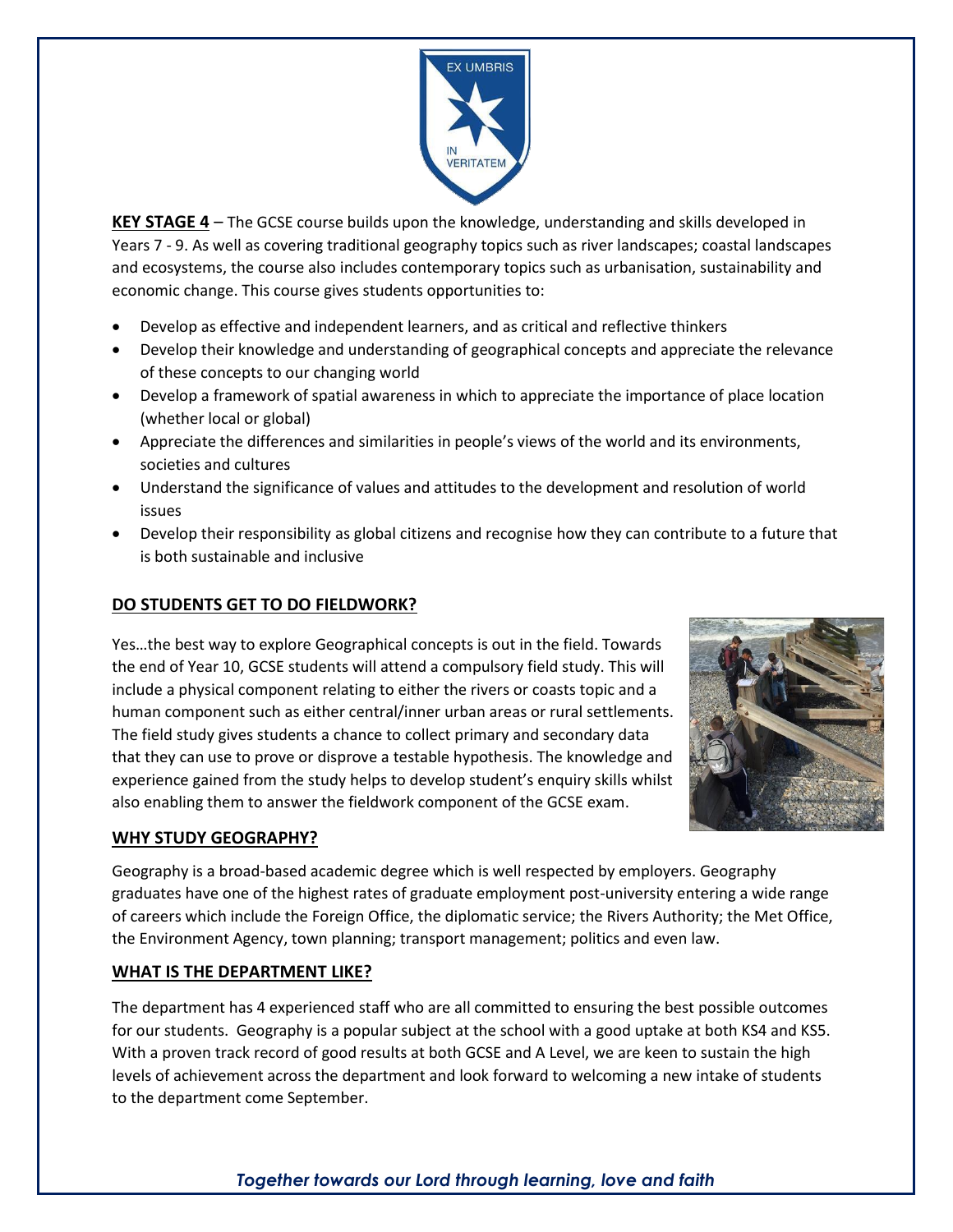**KEY STAGE 4** – The GCSE course builds upon the knowledge, understanding and skills developed in Years 7 - 9. As well as covering traditional geography topics such as river landscapes; coastal landscapes and ecosystems, the course also includes contemporary topics such as urbanisation, sustainability and economic change. This course gives students opportunities to:

- Develop as effective and independent learners, and as critical and reflective thinkers
- Develop their knowledge and understanding of geographical concepts and appreciate the relevance of these concepts to our changing world
- Develop a framework of spatial awareness in which to appreciate the importance of place location (whether local or global)
- Appreciate the differences and similarities in people's views of the world and its environments, societies and cultures
- Understand the significance of values and attitudes to the development and resolution of world issues
- Develop their responsibility as global citizens and recognise how they can contribute to a future that is both sustainable and inclusive

## DO STUDENTS GET TO DO FIELDWORK?

Yes…the best way to explore Geographical concepts is out in the field. Towards the end of Year 10, GCSE students will attend a compulsory field study. This will include a physical component relating to either the rivers or coasts topic and a human component such as either central/inner urban areas or rural settlements. The field study gives students a chance to collect primary and secondary data that they can use to prove or disprove a testable hypothesis. The knowledge and experience gained from the study helps to develop student's enquiry skills whilst also enabling them to answer the fieldwork component of the GCSE exam.

## WHY STUDY GEOGRAPHY?

Geography is a broad-based academic degree which is well respected by employers. Geography graduates have one of the highest rates of graduate employment post-university entering a wide range of careers which include the Foreign Office, the diplomatic service; the Rivers Authority; the Met Office, the Environment Agency, town planning; transport management; politics and even law.

## WHAT IS THE DEPARTMENT LIKE?

The department has 4 experienced staff who are all committed to ensuring the best possible outcomes for our students. Geography is a popular subject at the school with a good uptake at both KS4 and KS5. With a proven track record of good results at both GCSE and A Level, we are keen to sustain the high levels of achievement across the department and look forward to welcoming a new intake of students to the department come September.